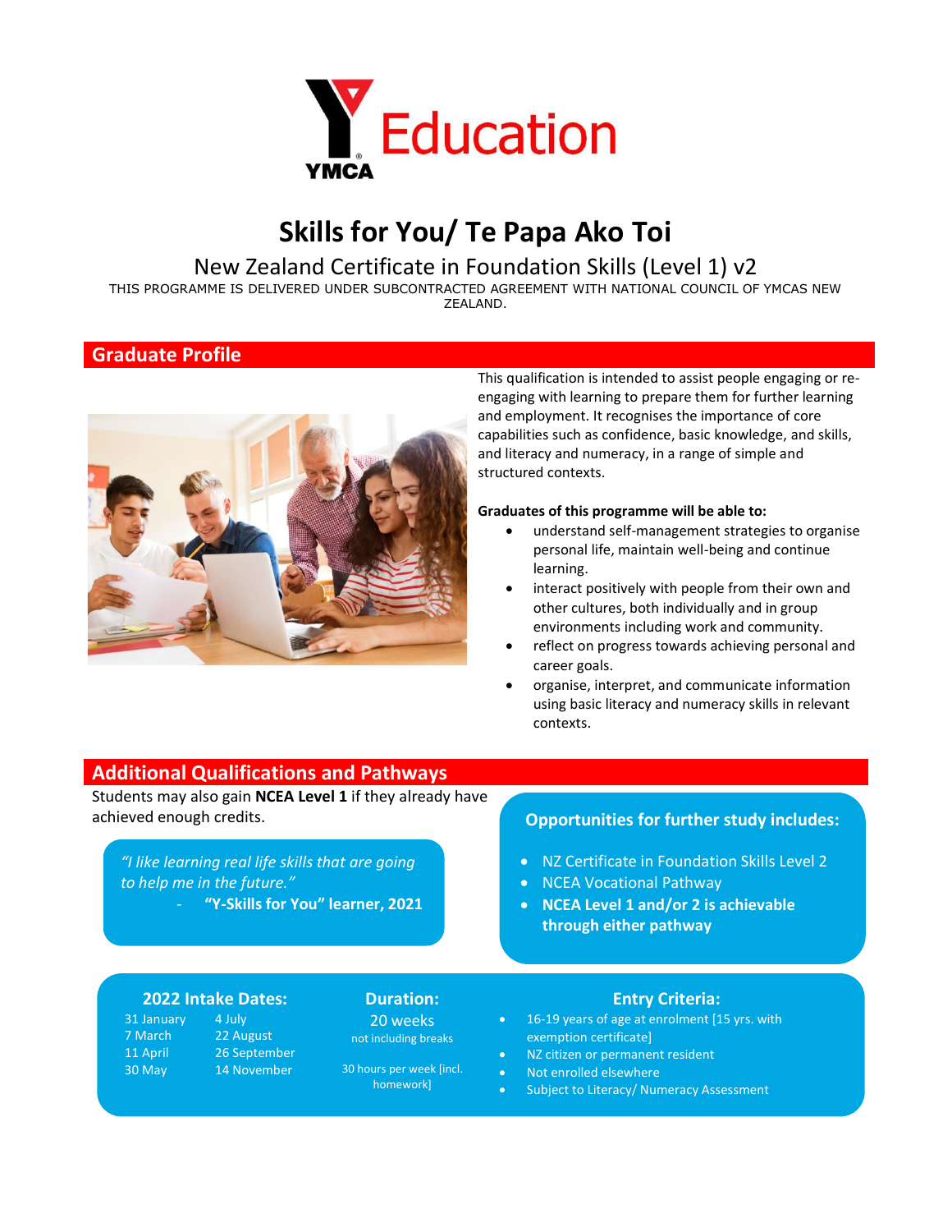YMCA Education

# Skills for You/ Te Papa Ako Toi

## New Zealand Certificate in Foundation Skills (Level 1) v2

THIS PROGRAMME IS DELIVERED UNDER SUBCONTRACTED AGREEMENT WITH NATIONAL COUNCIL OF YMCAS NEW ZEALAND.

## Graduate Profile

This qualification is intended to assist people engaging or re-engaging with learning to prepare them for further learning and employment. It recognises the importance of core capabilities such as confidence, basic knowledge, and skills, and literacy and numeracy, in a range of simple and structured contexts.

**Graduates of this programme will be able to:**

- understand self-management strategies to organise personal life, maintain well-being and continue learning.
- interact positively with people from their own and other cultures, both individually and in group environments including work and community.
- reflect on progress towards achieving personal and career goals.
- organise, interpret, and communicate information using basic literacy and numeracy skills in relevant contexts.

## Additional Qualifications and Pathways

Students may also gain **NCEA Level 1** if they already have achieved enough credits.

*"I like learning real life skills that are going to help me in the future."*
- **"Y-Skills for You" learner, 2021**

### Opportunities for further study includes:

- NZ Certificate in Foundation Skills Level 2
- NCEA Vocational Pathway
- **NCEA Level 1 and/or 2 is achievable through either pathway**

### 2022 Intake Dates:

| | |
|---|---|
| 31 January | 4 July |
| 7 March | 22 August |
| 11 April | 26 September |
| 30 May | 14 November |

### Duration:

20 weeks
not including breaks

30 hours per week [incl. homework]

### Entry Criteria:

- 16-19 years of age at enrolment [15 yrs. with exemption certificate]
- NZ citizen or permanent resident
- Not enrolled elsewhere
- Subject to Literacy/ Numeracy Assessment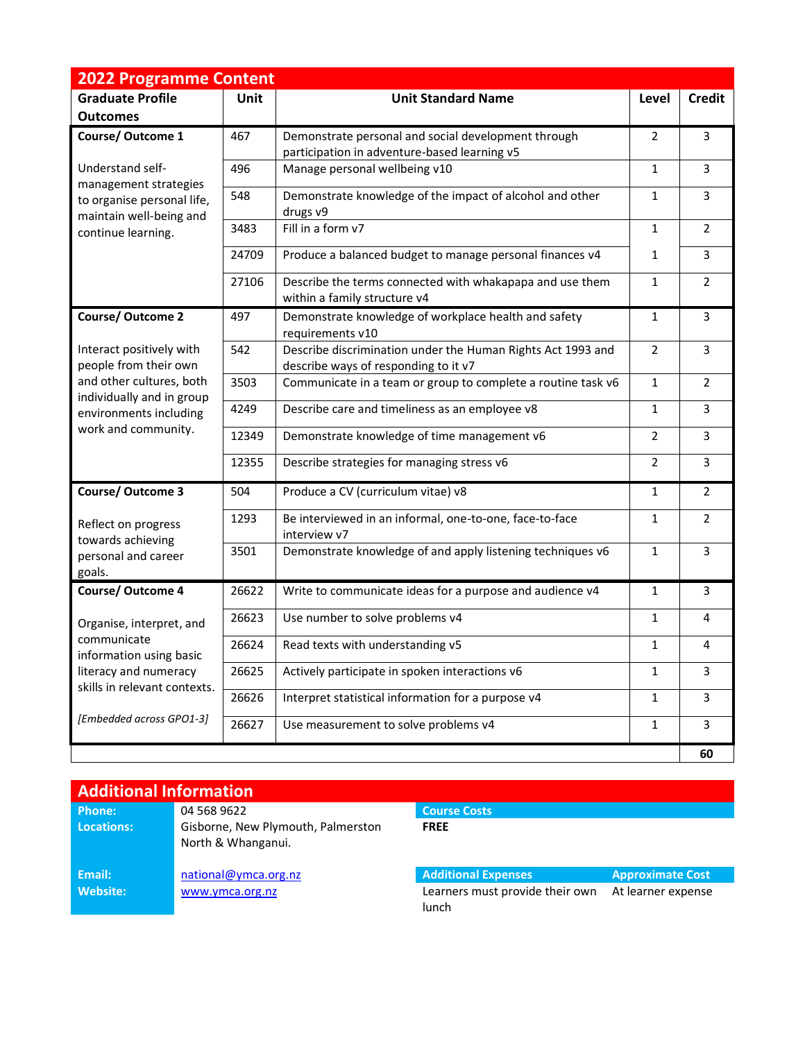## 2022 Programme Content

| Graduate Profile Outcomes | Unit | Unit Standard Name | Level | Credit |
|---|---|---|---|---|
| **Course/ Outcome 1**<br><br>Understand self-management strategies to organise personal life, maintain well-being and continue learning. | 467 | Demonstrate personal and social development through participation in adventure-based learning v5 | 2 | 3 |
| | 496 | Manage personal wellbeing v10 | 1 | 3 |
| | 548 | Demonstrate knowledge of the impact of alcohol and other drugs v9 | 1 | 3 |
| | 3483 | Fill in a form v7 | 1 | 2 |
| | 24709 | Produce a balanced budget to manage personal finances v4 | 1 | 3 |
| | 27106 | Describe the terms connected with whakapapa and use them within a family structure v4 | 1 | 2 |
| **Course/ Outcome 2**<br><br>Interact positively with people from their own and other cultures, both individually and in group environments including work and community. | 497 | Demonstrate knowledge of workplace health and safety requirements v10 | 1 | 3 |
| | 542 | Describe discrimination under the Human Rights Act 1993 and describe ways of responding to it v7 | 2 | 3 |
| | 3503 | Communicate in a team or group to complete a routine task v6 | 1 | 2 |
| | 4249 | Describe care and timeliness as an employee v8 | 1 | 3 |
| | 12349 | Demonstrate knowledge of time management v6 | 2 | 3 |
| | 12355 | Describe strategies for managing stress v6 | 2 | 3 |
| **Course/ Outcome 3**<br><br>Reflect on progress towards achieving personal and career goals. | 504 | Produce a CV (curriculum vitae) v8 | 1 | 2 |
| | 1293 | Be interviewed in an informal, one-to-one, face-to-face interview v7 | 1 | 2 |
| | 3501 | Demonstrate knowledge of and apply listening techniques v6 | 1 | 3 |
| **Course/ Outcome 4**<br><br>Organise, interpret, and communicate information using basic literacy and numeracy skills in relevant contexts.<br><br>*[Embedded across GPO1-3]* | 26622 | Write to communicate ideas for a purpose and audience v4 | 1 | 3 |
| | 26623 | Use number to solve problems v4 | 1 | 4 |
| | 26624 | Read texts with understanding v5 | 1 | 4 |
| | 26625 | Actively participate in spoken interactions v6 | 1 | 3 |
| | 26626 | Interpret statistical information for a purpose v4 | 1 | 3 |
| | 26627 | Use measurement to solve problems v4 | 1 | 3 |
| | | | | **60** |

## Additional Information

**Phone:** 04 568 9622

**Locations:** Gisborne, New Plymouth, Palmerston North & Whanganui.

**Email:** national@ymca.org.nz

**Website:** www.ymca.org.nz

| Course Costs |
|---|
| **FREE** |

| Additional Expenses | Approximate Cost |
|---|---|
| Learners must provide their own lunch | At learner expense |